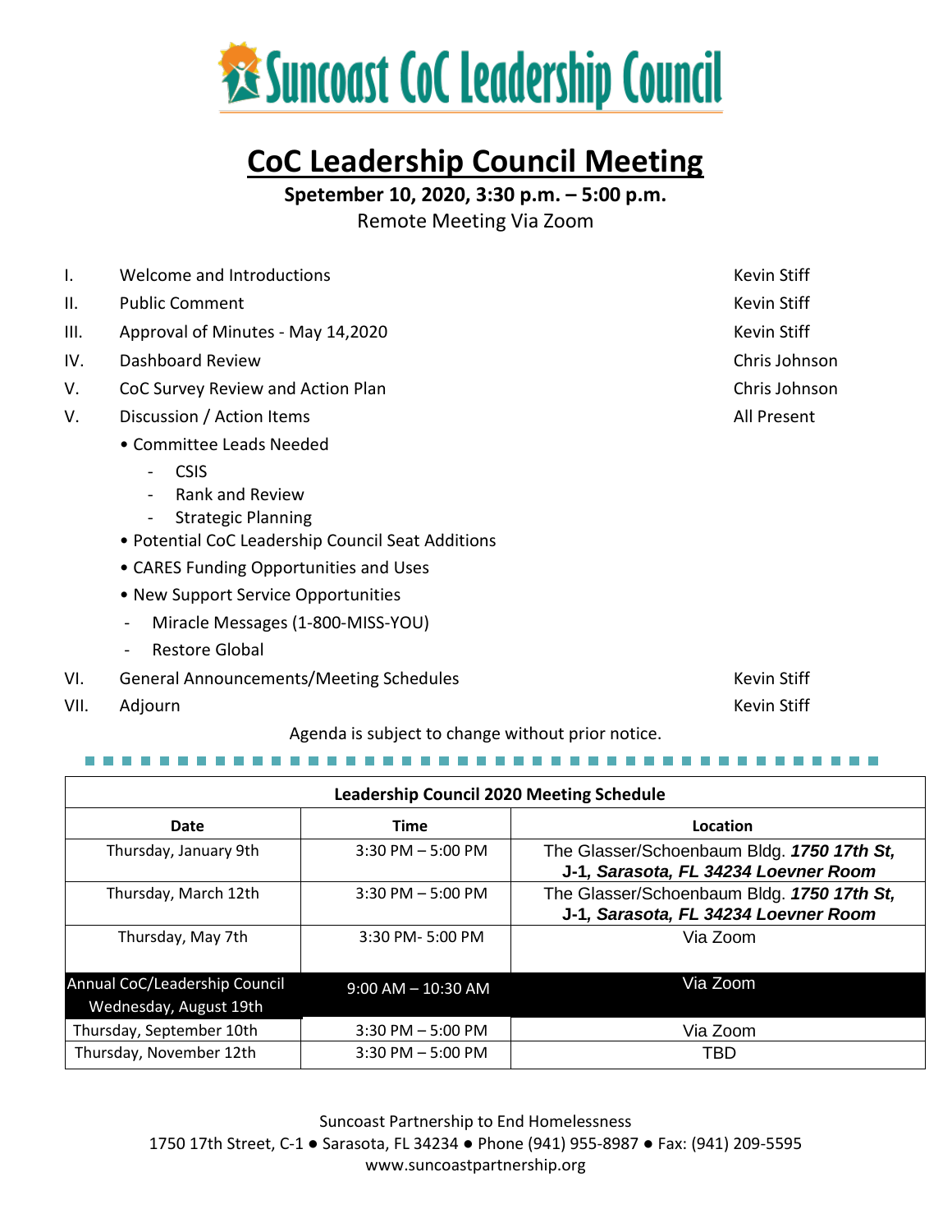# Suncoast CoC Leadership Council

## CoC Leadership Council Meeting

**Spetember 10, 2020, 3:30 p.m. – 5:00 p.m.**

Remote Meeting Via Zoom

| | | |
|---|---|---|
| I. | Welcome and Introductions | Kevin Stiff |
| II. | Public Comment | Kevin Stiff |
| III. | Approval of Minutes - May 14,2020 | Kevin Stiff |
| IV. | Dashboard Review | Chris Johnson |
| V. | CoC Survey Review and Action Plan | Chris Johnson |
| V. | Discussion / Action Items | All Present |

- Committee Leads Needed
  - CSIS
  - Rank and Review
  - Strategic Planning
- Potential CoC Leadership Council Seat Additions
- CARES Funding Opportunities and Uses
- New Support Service Opportunities
  - Miracle Messages (1-800-MISS-YOU)
  - Restore Global

| | | |
|---|---|---|
| VI. | General Announcements/Meeting Schedules | Kevin Stiff |
| VII. | Adjourn | Kevin Stiff |

Agenda is subject to change without prior notice.

| Leadership Council 2020 Meeting Schedule | | |
|---|---|---|
| **Date** | **Time** | **Location** |
| Thursday, January 9th | 3:30 PM – 5:00 PM | The Glasser/Schoenbaum Bldg. ***1750 17th St, J-1, Sarasota, FL 34234 Loevner Room*** |
| Thursday, March 12th | 3:30 PM – 5:00 PM | The Glasser/Schoenbaum Bldg. ***1750 17th St, J-1, Sarasota, FL 34234 Loevner Room*** |
| Thursday, May 7th | 3:30 PM- 5:00 PM | Via Zoom |
| Annual CoC/Leadership Council Wednesday, August 19th | 9:00 AM – 10:30 AM | Via Zoom |
| Thursday, September 10th | 3:30 PM – 5:00 PM | Via Zoom |
| Thursday, November 12th | 3:30 PM – 5:00 PM | TBD |

Suncoast Partnership to End Homelessness
1750 17th Street, C-1 ● Sarasota, FL 34234 ● Phone (941) 955-8987 ● Fax: (941) 209-5595
www.suncoastpartnership.org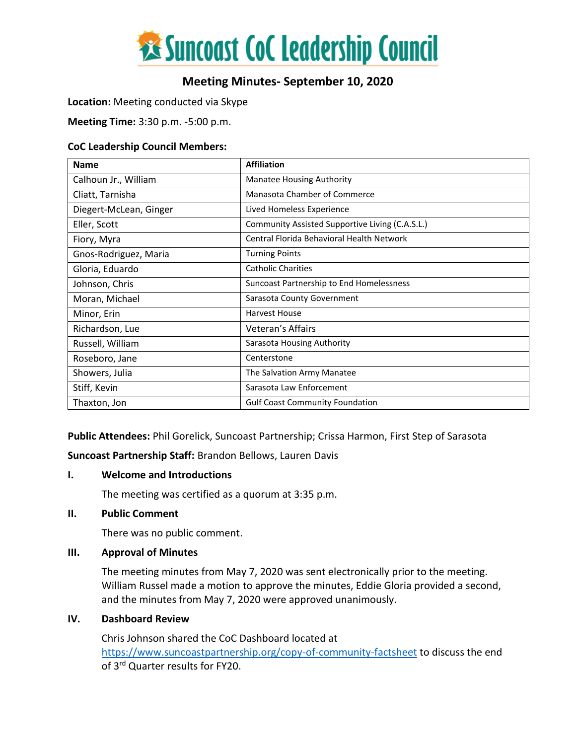# Suncoast CoC Leadership Council

## Meeting Minutes- September 10, 2020

**Location:** Meeting conducted via Skype

**Meeting Time:** 3:30 p.m. -5:00 p.m.

**CoC Leadership Council Members:**

| Name | Affiliation |
| --- | --- |
| Calhoun Jr., William | Manatee Housing Authority |
| Cliatt, Tarnisha | Manasota Chamber of Commerce |
| Diegert-McLean, Ginger | Lived Homeless Experience |
| Eller, Scott | Community Assisted Supportive Living (C.A.S.L.) |
| Fiory, Myra | Central Florida Behavioral Health Network |
| Gnos-Rodriguez, Maria | Turning Points |
| Gloria, Eduardo | Catholic Charities |
| Johnson, Chris | Suncoast Partnership to End Homelessness |
| Moran, Michael | Sarasota County Government |
| Minor, Erin | Harvest House |
| Richardson, Lue | Veteran's Affairs |
| Russell, William | Sarasota Housing Authority |
| Roseboro, Jane | Centerstone |
| Showers, Julia | The Salvation Army Manatee |
| Stiff, Kevin | Sarasota Law Enforcement |
| Thaxton, Jon | Gulf Coast Community Foundation |

**Public Attendees:** Phil Gorelick, Suncoast Partnership; Crissa Harmon, First Step of Sarasota

**Suncoast Partnership Staff:** Brandon Bellows, Lauren Davis

### I. Welcome and Introductions

The meeting was certified as a quorum at 3:35 p.m.

### II. Public Comment

There was no public comment.

### III. Approval of Minutes

The meeting minutes from May 7, 2020 was sent electronically prior to the meeting. William Russel made a motion to approve the minutes, Eddie Gloria provided a second, and the minutes from May 7, 2020 were approved unanimously.

### IV. Dashboard Review

Chris Johnson shared the CoC Dashboard located at https://www.suncoastpartnership.org/copy-of-community-factsheet to discuss the end of 3rd Quarter results for FY20.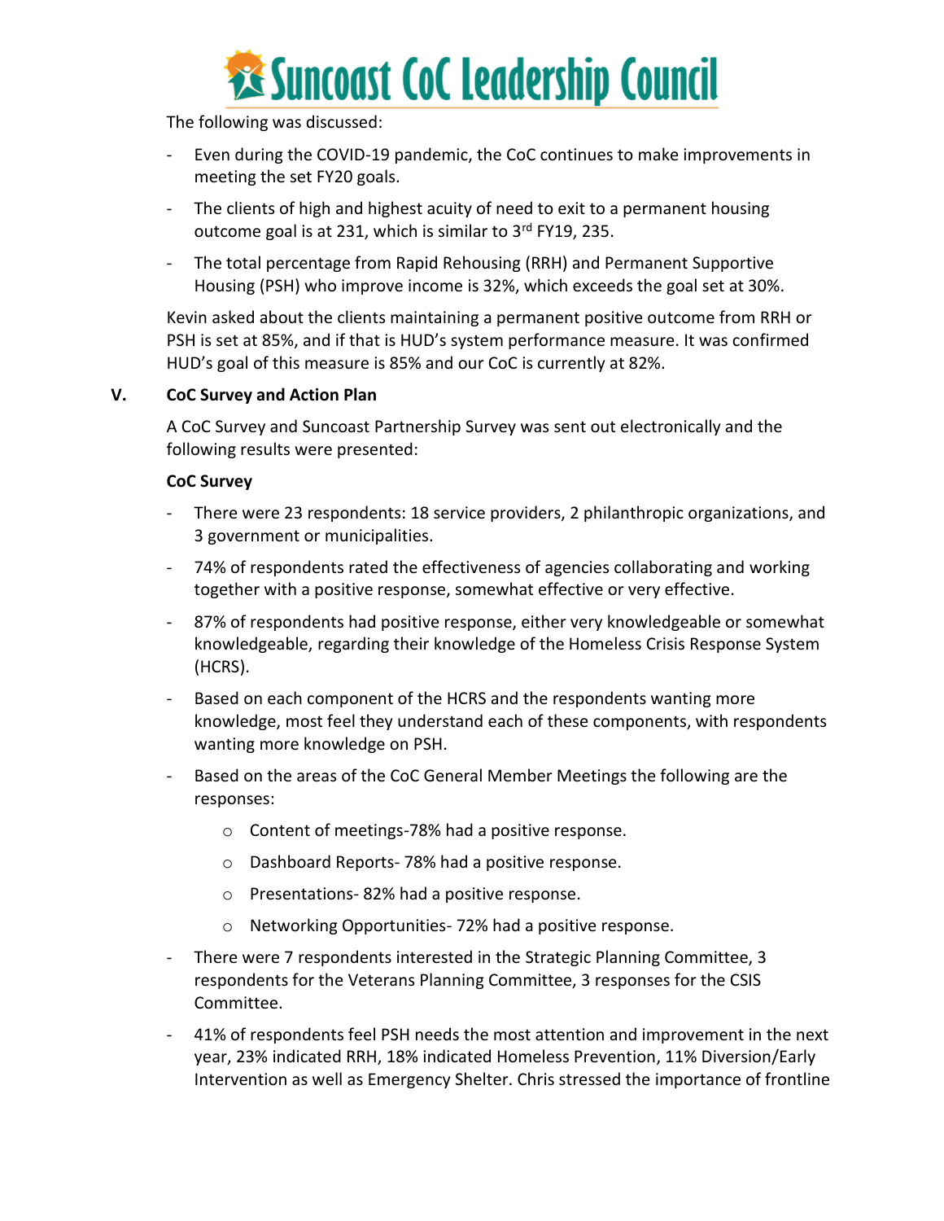The following was discussed:

- Even during the COVID-19 pandemic, the CoC continues to make improvements in meeting the set FY20 goals.
- The clients of high and highest acuity of need to exit to a permanent housing outcome goal is at 231, which is similar to 3rd FY19, 235.
- The total percentage from Rapid Rehousing (RRH) and Permanent Supportive Housing (PSH) who improve income is 32%, which exceeds the goal set at 30%.

Kevin asked about the clients maintaining a permanent positive outcome from RRH or PSH is set at 85%, and if that is HUD's system performance measure. It was confirmed HUD's goal of this measure is 85% and our CoC is currently at 82%.

## V. CoC Survey and Action Plan

A CoC Survey and Suncoast Partnership Survey was sent out electronically and the following results were presented:

**CoC Survey**

- There were 23 respondents: 18 service providers, 2 philanthropic organizations, and 3 government or municipalities.
- 74% of respondents rated the effectiveness of agencies collaborating and working together with a positive response, somewhat effective or very effective.
- 87% of respondents had positive response, either very knowledgeable or somewhat knowledgeable, regarding their knowledge of the Homeless Crisis Response System (HCRS).
- Based on each component of the HCRS and the respondents wanting more knowledge, most feel they understand each of these components, with respondents wanting more knowledge on PSH.
- Based on the areas of the CoC General Member Meetings the following are the responses:
  - Content of meetings-78% had a positive response.
  - Dashboard Reports- 78% had a positive response.
  - Presentations- 82% had a positive response.
  - Networking Opportunities- 72% had a positive response.
- There were 7 respondents interested in the Strategic Planning Committee, 3 respondents for the Veterans Planning Committee, 3 responses for the CSIS Committee.
- 41% of respondents feel PSH needs the most attention and improvement in the next year, 23% indicated RRH, 18% indicated Homeless Prevention, 11% Diversion/Early Intervention as well as Emergency Shelter. Chris stressed the importance of frontline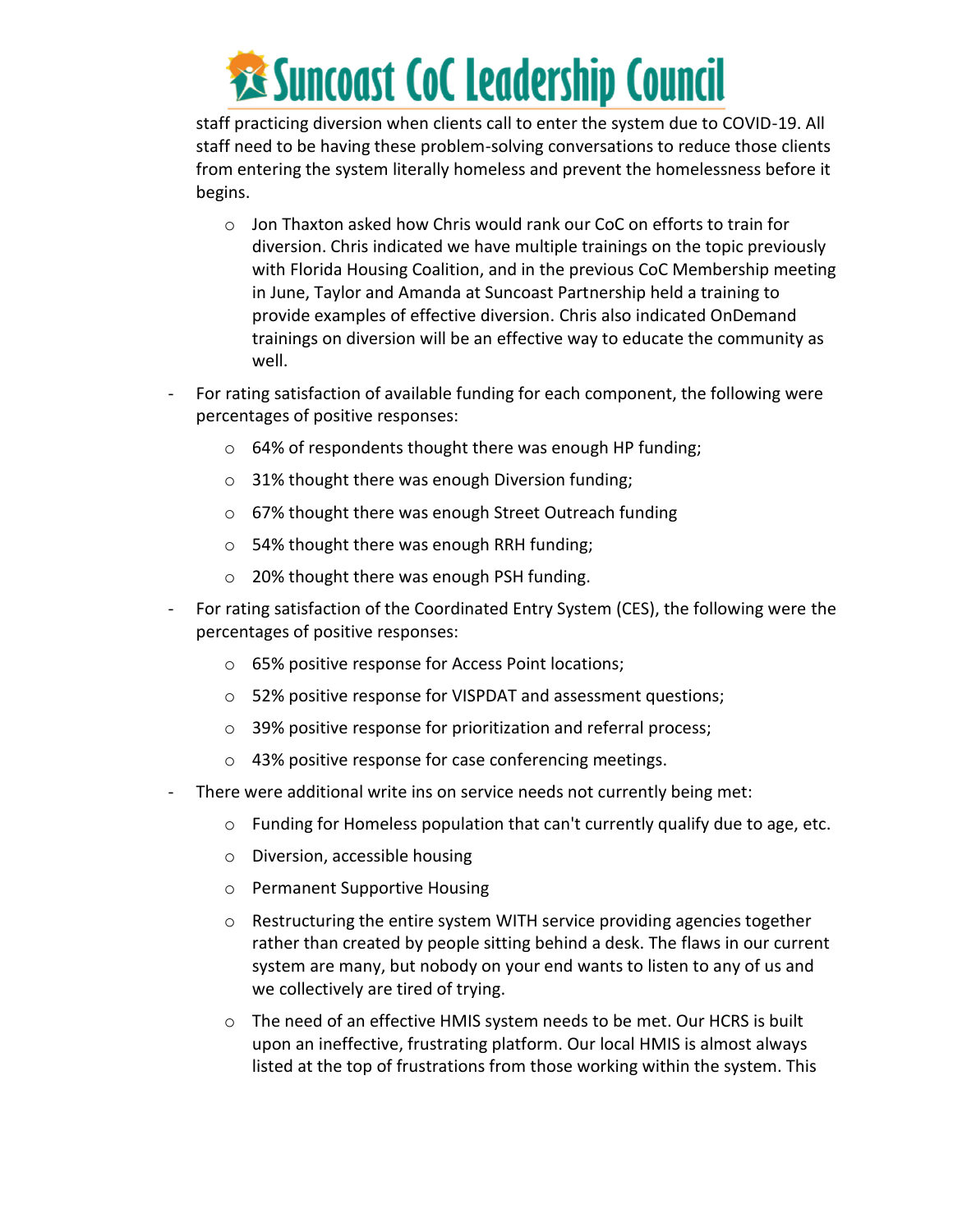staff practicing diversion when clients call to enter the system due to COVID-19. All staff need to be having these problem-solving conversations to reduce those clients from entering the system literally homeless and prevent the homelessness before it begins.

  - Jon Thaxton asked how Chris would rank our CoC on efforts to train for diversion. Chris indicated we have multiple trainings on the topic previously with Florida Housing Coalition, and in the previous CoC Membership meeting in June, Taylor and Amanda at Suncoast Partnership held a training to provide examples of effective diversion. Chris also indicated OnDemand trainings on diversion will be an effective way to educate the community as well.

- For rating satisfaction of available funding for each component, the following were percentages of positive responses:
  - 64% of respondents thought there was enough HP funding;
  - 31% thought there was enough Diversion funding;
  - 67% thought there was enough Street Outreach funding
  - 54% thought there was enough RRH funding;
  - 20% thought there was enough PSH funding.
- For rating satisfaction of the Coordinated Entry System (CES), the following were the percentages of positive responses:
  - 65% positive response for Access Point locations;
  - 52% positive response for VISPDAT and assessment questions;
  - 39% positive response for prioritization and referral process;
  - 43% positive response for case conferencing meetings.
- There were additional write ins on service needs not currently being met:
  - Funding for Homeless population that can't currently qualify due to age, etc.
  - Diversion, accessible housing
  - Permanent Supportive Housing
  - Restructuring the entire system WITH service providing agencies together rather than created by people sitting behind a desk. The flaws in our current system are many, but nobody on your end wants to listen to any of us and we collectively are tired of trying.
  - The need of an effective HMIS system needs to be met. Our HCRS is built upon an ineffective, frustrating platform. Our local HMIS is almost always listed at the top of frustrations from those working within the system. This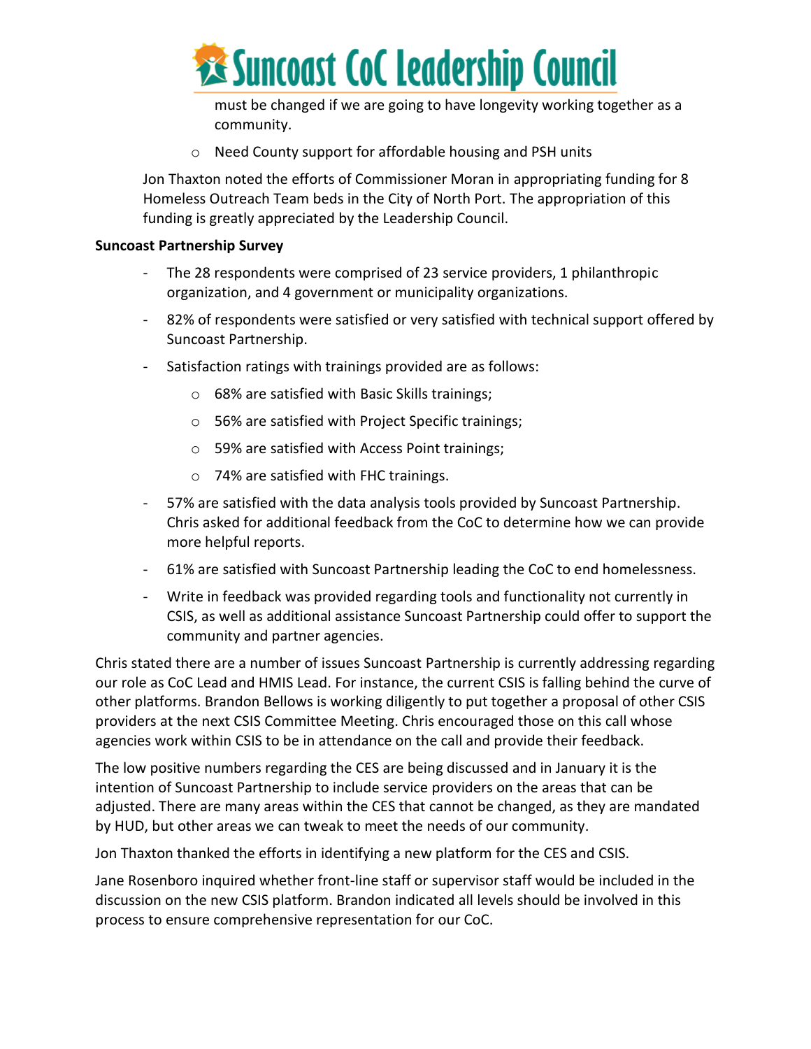must be changed if we are going to have longevity working together as a community.

- Need County support for affordable housing and PSH units

Jon Thaxton noted the efforts of Commissioner Moran in appropriating funding for 8 Homeless Outreach Team beds in the City of North Port. The appropriation of this funding is greatly appreciated by the Leadership Council.

**Suncoast Partnership Survey**

- The 28 respondents were comprised of 23 service providers, 1 philanthropic organization, and 4 government or municipality organizations.
- 82% of respondents were satisfied or very satisfied with technical support offered by Suncoast Partnership.
- Satisfaction ratings with trainings provided are as follows:
  - 68% are satisfied with Basic Skills trainings;
  - 56% are satisfied with Project Specific trainings;
  - 59% are satisfied with Access Point trainings;
  - 74% are satisfied with FHC trainings.
- 57% are satisfied with the data analysis tools provided by Suncoast Partnership. Chris asked for additional feedback from the CoC to determine how we can provide more helpful reports.
- 61% are satisfied with Suncoast Partnership leading the CoC to end homelessness.
- Write in feedback was provided regarding tools and functionality not currently in CSIS, as well as additional assistance Suncoast Partnership could offer to support the community and partner agencies.

Chris stated there are a number of issues Suncoast Partnership is currently addressing regarding our role as CoC Lead and HMIS Lead. For instance, the current CSIS is falling behind the curve of other platforms. Brandon Bellows is working diligently to put together a proposal of other CSIS providers at the next CSIS Committee Meeting. Chris encouraged those on this call whose agencies work within CSIS to be in attendance on the call and provide their feedback.

The low positive numbers regarding the CES are being discussed and in January it is the intention of Suncoast Partnership to include service providers on the areas that can be adjusted. There are many areas within the CES that cannot be changed, as they are mandated by HUD, but other areas we can tweak to meet the needs of our community.

Jon Thaxton thanked the efforts in identifying a new platform for the CES and CSIS.

Jane Rosenboro inquired whether front-line staff or supervisor staff would be included in the discussion on the new CSIS platform. Brandon indicated all levels should be involved in this process to ensure comprehensive representation for our CoC.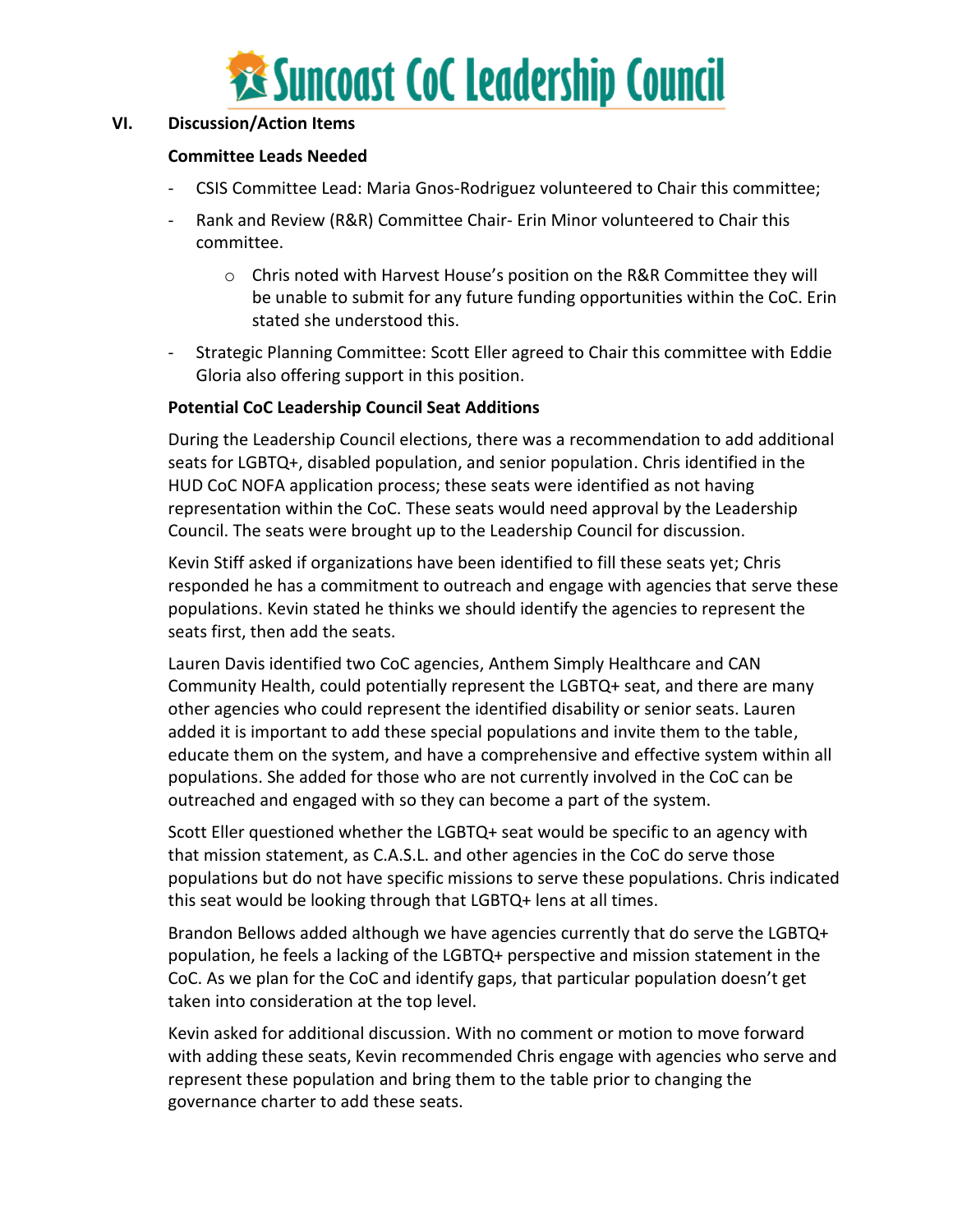## VI. Discussion/Action Items

**Committee Leads Needed**

- CSIS Committee Lead: Maria Gnos-Rodriguez volunteered to Chair this committee;
- Rank and Review (R&R) Committee Chair- Erin Minor volunteered to Chair this committee.
  - Chris noted with Harvest House's position on the R&R Committee they will be unable to submit for any future funding opportunities within the CoC. Erin stated she understood this.
- Strategic Planning Committee: Scott Eller agreed to Chair this committee with Eddie Gloria also offering support in this position.

**Potential CoC Leadership Council Seat Additions**

During the Leadership Council elections, there was a recommendation to add additional seats for LGBTQ+, disabled population, and senior population. Chris identified in the HUD CoC NOFA application process; these seats were identified as not having representation within the CoC. These seats would need approval by the Leadership Council. The seats were brought up to the Leadership Council for discussion.

Kevin Stiff asked if organizations have been identified to fill these seats yet; Chris responded he has a commitment to outreach and engage with agencies that serve these populations. Kevin stated he thinks we should identify the agencies to represent the seats first, then add the seats.

Lauren Davis identified two CoC agencies, Anthem Simply Healthcare and CAN Community Health, could potentially represent the LGBTQ+ seat, and there are many other agencies who could represent the identified disability or senior seats. Lauren added it is important to add these special populations and invite them to the table, educate them on the system, and have a comprehensive and effective system within all populations. She added for those who are not currently involved in the CoC can be outreached and engaged with so they can become a part of the system.

Scott Eller questioned whether the LGBTQ+ seat would be specific to an agency with that mission statement, as C.A.S.L. and other agencies in the CoC do serve those populations but do not have specific missions to serve these populations. Chris indicated this seat would be looking through that LGBTQ+ lens at all times.

Brandon Bellows added although we have agencies currently that do serve the LGBTQ+ population, he feels a lacking of the LGBTQ+ perspective and mission statement in the CoC. As we plan for the CoC and identify gaps, that particular population doesn't get taken into consideration at the top level.

Kevin asked for additional discussion. With no comment or motion to move forward with adding these seats, Kevin recommended Chris engage with agencies who serve and represent these population and bring them to the table prior to changing the governance charter to add these seats.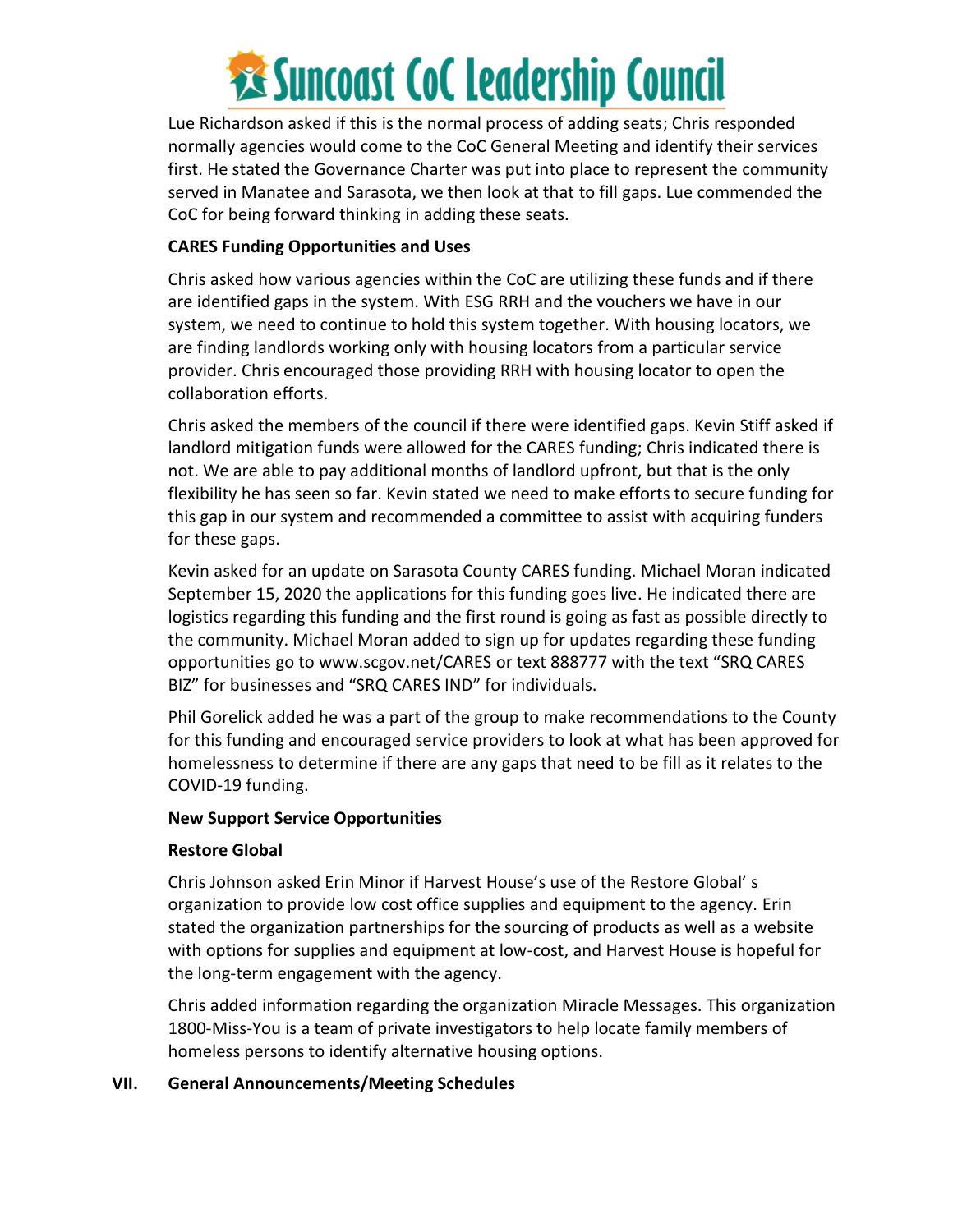Lue Richardson asked if this is the normal process of adding seats; Chris responded normally agencies would come to the CoC General Meeting and identify their services first. He stated the Governance Charter was put into place to represent the community served in Manatee and Sarasota, we then look at that to fill gaps. Lue commended the CoC for being forward thinking in adding these seats.

**CARES Funding Opportunities and Uses**

Chris asked how various agencies within the CoC are utilizing these funds and if there are identified gaps in the system. With ESG RRH and the vouchers we have in our system, we need to continue to hold this system together. With housing locators, we are finding landlords working only with housing locators from a particular service provider. Chris encouraged those providing RRH with housing locator to open the collaboration efforts.

Chris asked the members of the council if there were identified gaps. Kevin Stiff asked if landlord mitigation funds were allowed for the CARES funding; Chris indicated there is not. We are able to pay additional months of landlord upfront, but that is the only flexibility he has seen so far. Kevin stated we need to make efforts to secure funding for this gap in our system and recommended a committee to assist with acquiring funders for these gaps.

Kevin asked for an update on Sarasota County CARES funding. Michael Moran indicated September 15, 2020 the applications for this funding goes live. He indicated there are logistics regarding this funding and the first round is going as fast as possible directly to the community. Michael Moran added to sign up for updates regarding these funding opportunities go to www.scgov.net/CARES or text 888777 with the text "SRQ CARES BIZ" for businesses and "SRQ CARES IND" for individuals.

Phil Gorelick added he was a part of the group to make recommendations to the County for this funding and encouraged service providers to look at what has been approved for homelessness to determine if there are any gaps that need to be fill as it relates to the COVID-19 funding.

**New Support Service Opportunities**

**Restore Global**

Chris Johnson asked Erin Minor if Harvest House's use of the Restore Global' s organization to provide low cost office supplies and equipment to the agency. Erin stated the organization partnerships for the sourcing of products as well as a website with options for supplies and equipment at low-cost, and Harvest House is hopeful for the long-term engagement with the agency.

Chris added information regarding the organization Miracle Messages. This organization 1800-Miss-You is a team of private investigators to help locate family members of homeless persons to identify alternative housing options.

## VII. General Announcements/Meeting Schedules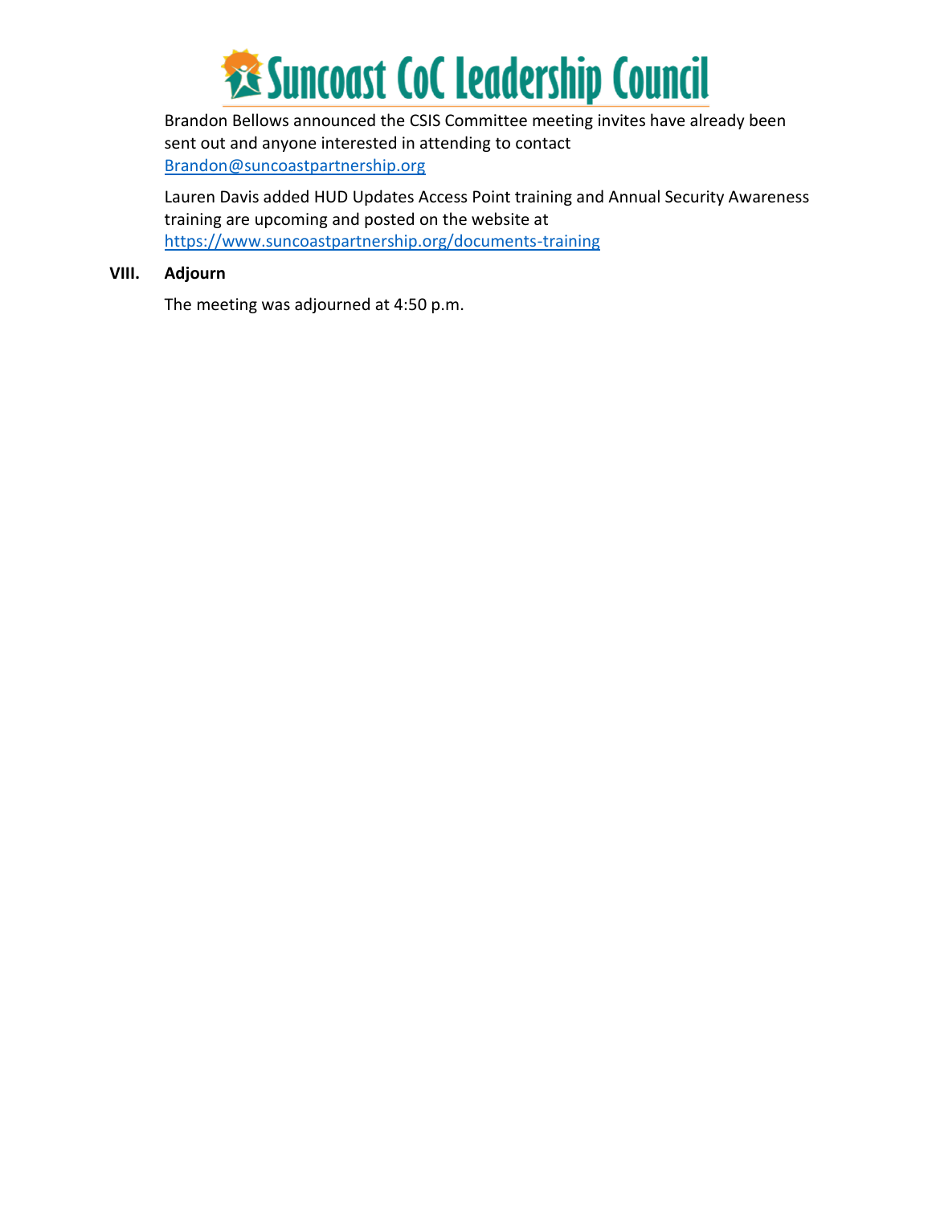Brandon Bellows announced the CSIS Committee meeting invites have already been sent out and anyone interested in attending to contact Brandon@suncoastpartnership.org

Lauren Davis added HUD Updates Access Point training and Annual Security Awareness training are upcoming and posted on the website at https://www.suncoastpartnership.org/documents-training

## VIII. Adjourn

The meeting was adjourned at 4:50 p.m.